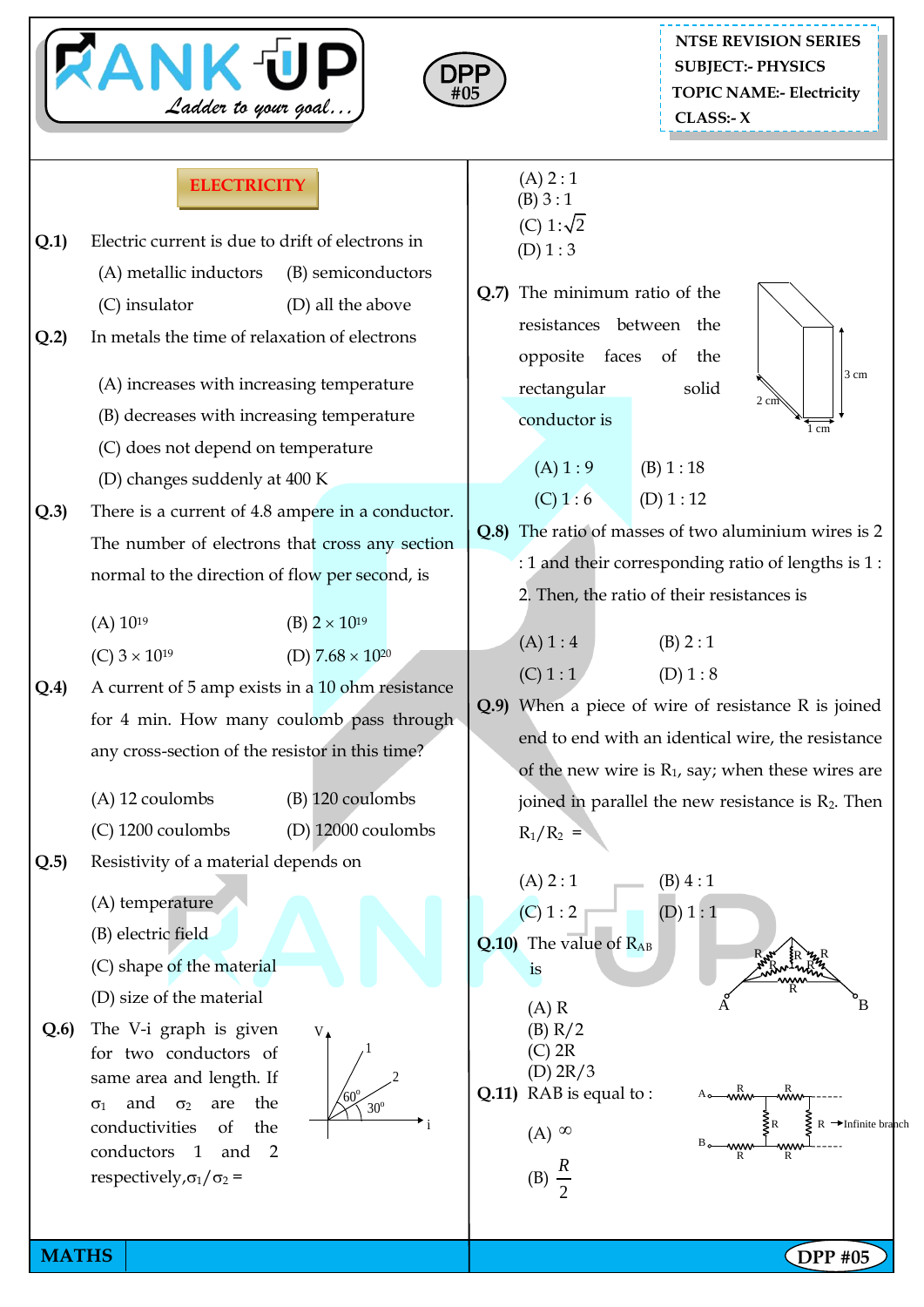NTSE REVISION SERIES
SUBJECT:- PHYSICS
TOPIC NAME:- Electricity
CLASS:- X

DPP #05

## ELECTRICITY

**Q.1)** Electric current is due to drift of electrons in

(A) metallic inductors (B) semiconductors

(C) insulator (D) all the above

**Q.2)** In metals the time of relaxation of electrons

(A) increases with increasing temperature

(B) decreases with increasing temperature

(C) does not depend on temperature

(D) changes suddenly at 400 K

**Q.3)** There is a current of 4.8 ampere in a conductor. The number of electrons that cross any section normal to the direction of flow per second, is

(A) $10^{19}$ (B) $2 \times 10^{19}$

(C) $3 \times 10^{19}$ (D) $7.68 \times 10^{20}$

**Q.4)** A current of 5 amp exists in a 10 ohm resistance for 4 min. How many coulomb pass through any cross-section of the resistor in this time?

(A) 12 coulombs (B) 120 coulombs

(C) 1200 coulombs (D) 12000 coulombs

**Q.5)** Resistivity of a material depends on

(A) temperature

(B) electric field

(C) shape of the material

(D) size of the material

**Q.6)** The V-i graph is given for two conductors of same area and length. If $\sigma_1$ and $\sigma_2$ are the conductivities of the conductors 1 and 2 respectively, $\sigma_1/\sigma_2$ =

(A) 2 : 1

(B) 3 : 1

(C) $1 : \sqrt{2}$

(D) 1 : 3

**Q.7)** The minimum ratio of the resistances between the opposite faces of the rectangular solid conductor is

(A) 1 : 9 (B) 1 : 18

(C) 1 : 6 (D) 1 : 12

**Q.8)** The ratio of masses of two aluminium wires is 2 : 1 and their corresponding ratio of lengths is 1 : 2. Then, the ratio of their resistances is

(A) 1 : 4 (B) 2 : 1

(C) 1 : 1 (D) 1 : 8

**Q.9)** When a piece of wire of resistance R is joined end to end with an identical wire, the resistance of the new wire is $R_1$, say; when these wires are joined in parallel the new resistance is $R_2$. Then $R_1/R_2$ =

(A) 2 : 1 (B) 4 : 1

(C) 1 : 2 (D) 1 : 1

**Q.10)** The value of $R_{AB}$ is

(A) R

(B) R/2

(C) 2R

(D) 2R/3

**Q.11)** RAB is equal to :

(A) $\infty$

(B) $\frac{R}{2}$

MATHS | DPP #05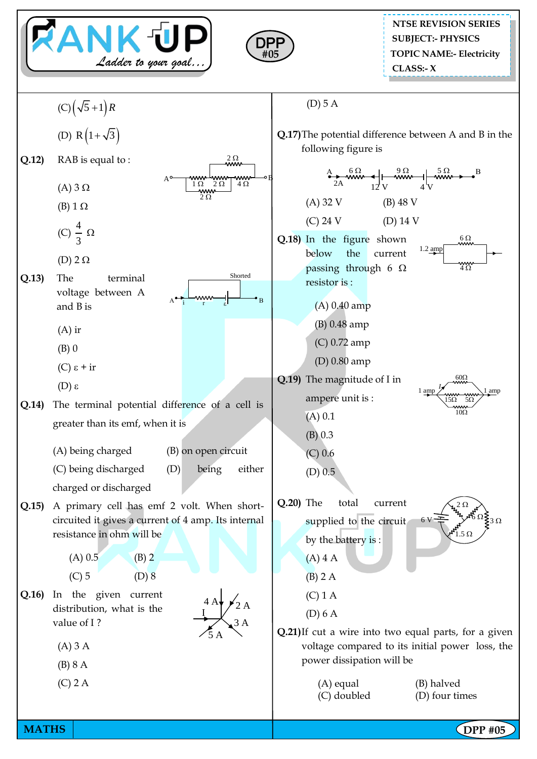(C) $\left(\sqrt{5}+1\right)R$

(D) $R\left(1+\sqrt{3}\right)$

**Q.12)** RAB is equal to :

(A) 3 Ω

(B) 1 Ω

(C) $\frac{4}{3}$ Ω

(D) 2 Ω

**Q.13)** The terminal voltage between A and B is

(A) ir

(B) 0

(C) ε + ir

(D) ε

**Q.14)** The terminal potential difference of a cell is greater than its emf, when it is

(A) being charged (B) on open circuit

(C) being discharged (D) being either charged or discharged

**Q.15)** A primary cell has emf 2 volt. When short-circuited it gives a current of 4 amp. Its internal resistance in ohm will be

(A) 0.5 (B) 2

(C) 5 (D) 8

**Q.16)** In the given current distribution, what is the value of I ?

(A) 3 A

(B) 8 A

(C) 2 A

(D) 5 A

**Q.17)** The potential difference between A and B in the following figure is

(A) 32 V (B) 48 V

(C) 24 V (D) 14 V

**Q.18)** In the figure shown below the current passing through 6 Ω resistor is :

(A) 0.40 amp

(B) 0.48 amp

(C) 0.72 amp

(D) 0.80 amp

**Q.19)** The magnitude of I in ampere unit is :

(A) 0.1

(B) 0.3

(C) 0.6

(D) 0.5

**Q.20)** The total current supplied to the circuit by the battery is :

(A) 4 A

(B) 2 A

(C) 1 A

(D) 6 A

**Q.21)** If cut a wire into two equal parts, for a given voltage compared to its initial power loss, the power dissipation will be

(A) equal (B) halved

(C) doubled (D) four times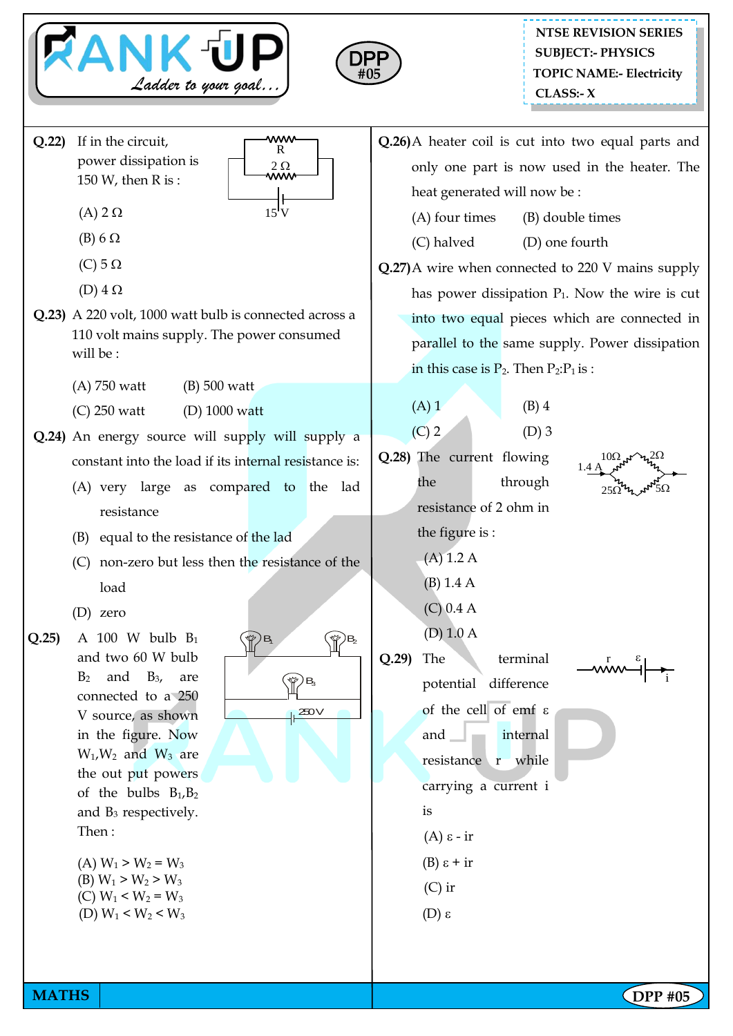**NTSE REVISION SERIES**
**SUBJECT:- PHYSICS**
**TOPIC NAME:- Electricity**
**CLASS:- X**

**DPP #05**

**Q.22)** If in the circuit, power dissipation is 150 W, then R is :

R, 2 Ω, 15 V

(A) 2 Ω

(B) 6 Ω

(C) 5 Ω

(D) 4 Ω

**Q.23)** A 220 volt, 1000 watt bulb is connected across a 110 volt mains supply. The power consumed will be :

(A) 750 watt (B) 500 watt

(C) 250 watt (D) 1000 watt

**Q.24)** An energy source will supply will supply a constant into the load if its internal resistance is:

(A) very large as compared to the lad resistance

(B) equal to the resistance of the lad

(C) non-zero but less then the resistance of the load

(D) zero

**Q.25)** A 100 W bulb $B_1$ and two 60 W bulb $B_2$ and $B_3$, are connected to a 250 V source, as shown in the figure. Now $W_1$,$W_2$ and $W_3$ are the out put powers of the bulbs $B_1$,$B_2$ and $B_3$ respectively. Then :

$B_1$, $B_2$, $B_3$, 250 V

(A) $W_1 > W_2 = W_3$
(B) $W_1 > W_2 > W_3$
(C) $W_1 < W_2 = W_3$
(D) $W_1 < W_2 < W_3$

**Q.26)** A heater coil is cut into two equal parts and only one part is now used in the heater. The heat generated will now be :

(A) four times (B) double times

(C) halved (D) one fourth

**Q.27)** A wire when connected to 220 V mains supply has power dissipation $P_1$. Now the wire is cut into two equal pieces which are connected in parallel to the same supply. Power dissipation in this case is $P_2$. Then $P_2$:$P_1$ is :

(A) 1 (B) 4

(C) 2 (D) 3

**Q.28)** The current flowing the through resistance of 2 ohm in the figure is :

1.4 A, 10Ω, 2Ω, 25Ω, 5Ω

(A) 1.2 A

(B) 1.4 A

(C) 0.4 A

(D) 1.0 A

**Q.29)** The terminal potential difference of the cell of emf ε and internal resistance r while carrying a current i is

r, ε, i

(A) ε - ir

(B) ε + ir

(C) ir

(D) ε

**MATHS**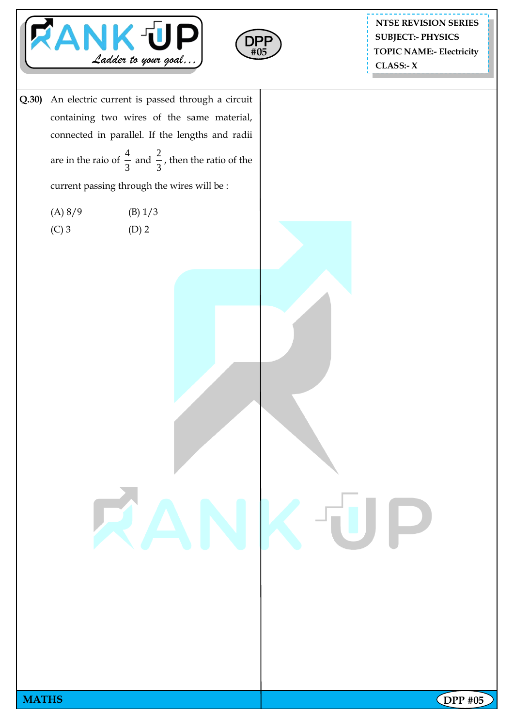**Q.30)** An electric current is passed through a circuit containing two wires of the same material, connected in parallel. If the lengths and radii are in the raio of $\frac{4}{3}$ and $\frac{2}{3}$, then the ratio of the current passing through the wires will be :

(A) 8/9 (B) 1/3

(C) 3 (D) 2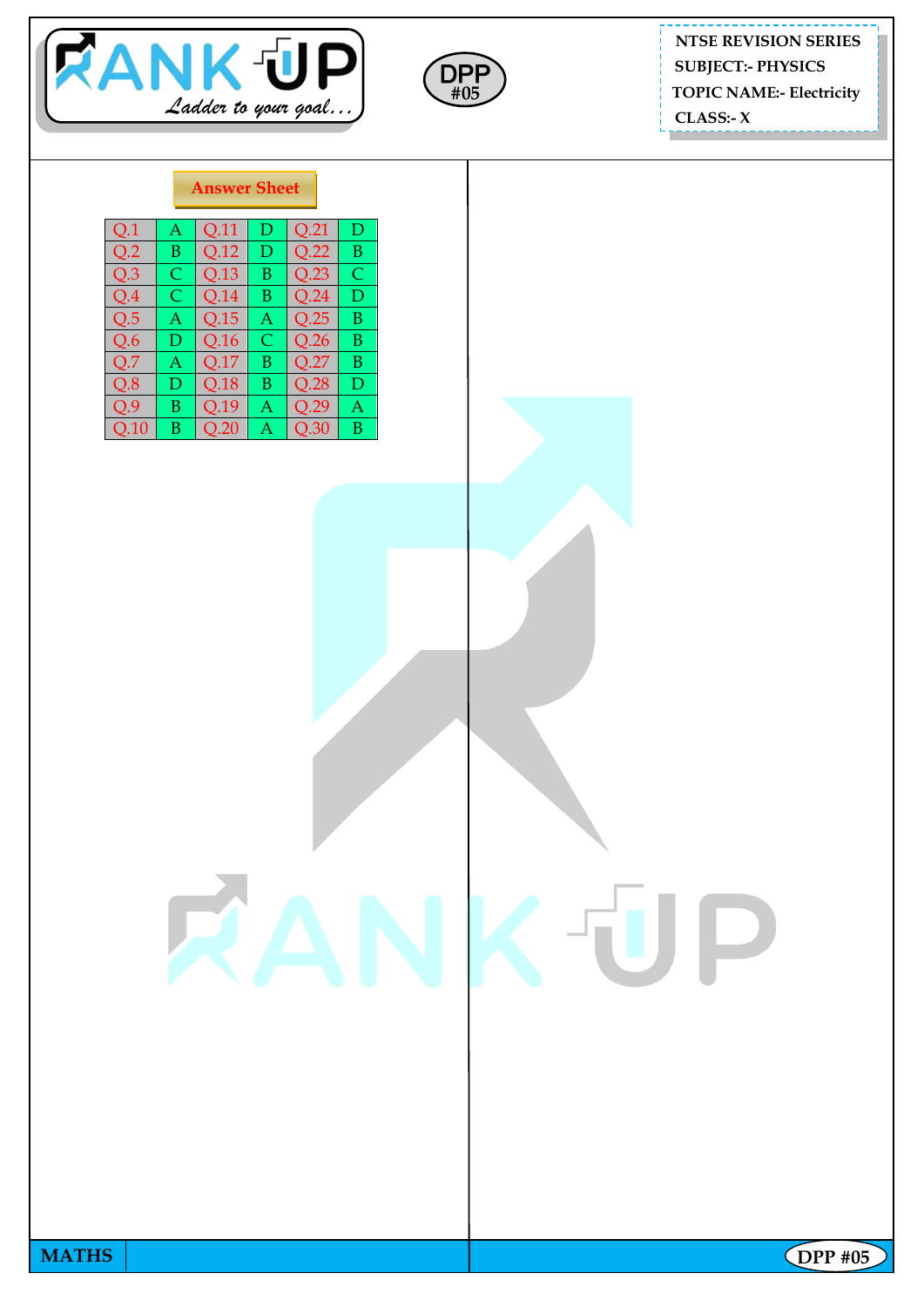NTSE REVISION SERIES
SUBJECT:- PHYSICS
TOPIC NAME:- Electricity
CLASS:- X

DPP #05

## Answer Sheet

| | | | | | |
|---|---|---|---|---|---|
| Q.1 | A | Q.11 | D | Q.21 | D |
| Q.2 | B | Q.12 | D | Q.22 | B |
| Q.3 | C | Q.13 | B | Q.23 | C |
| Q.4 | C | Q.14 | B | Q.24 | D |
| Q.5 | A | Q.15 | A | Q.25 | B |
| Q.6 | D | Q.16 | C | Q.26 | B |
| Q.7 | A | Q.17 | B | Q.27 | B |
| Q.8 | D | Q.18 | B | Q.28 | D |
| Q.9 | B | Q.19 | A | Q.29 | A |
| Q.10 | B | Q.20 | A | Q.30 | B |